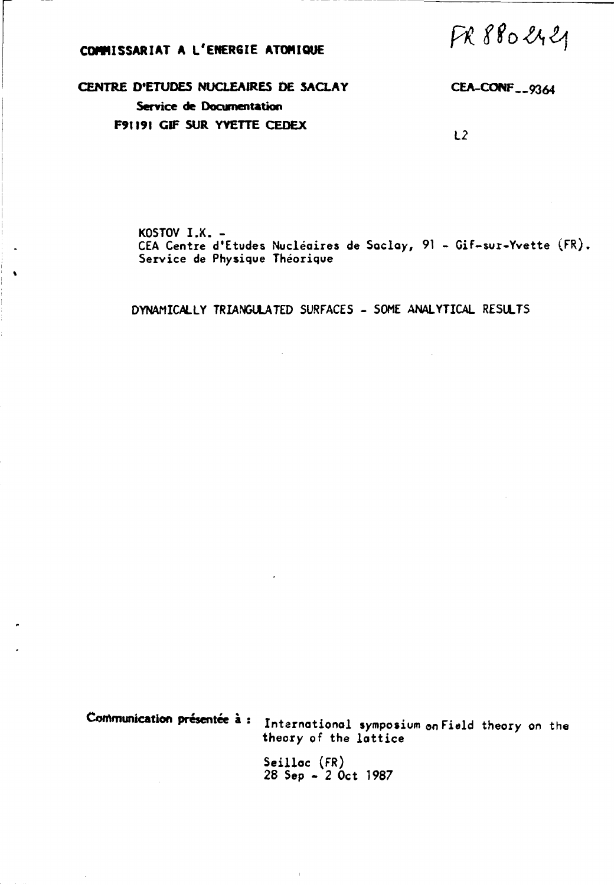**COMMISSARIAT A L'ENERGIE ATOMIQUE**

FR 8802421

**CENTRE D'ETUDES NUCLEAIRES DE SACLAY**

**Service de Documentation**

**F91191 GIF SUR YVETTE CEDEX**

**CEA-CONF--9364**

L2

KOSTOV I.K. -
CEA Centre d'Etudes Nucléaires de Saclay, 91 - Gif-sur-Yvette (FR).
Service de Physique Théorique

DYNAMICALLY TRIANGULATED SURFACES - SOME ANALYTICAL RESULTS

**Communication présentée à :** International symposium on Field theory on the theory of the lattice

Seillac (FR)
28 Sep - 2 Oct 1987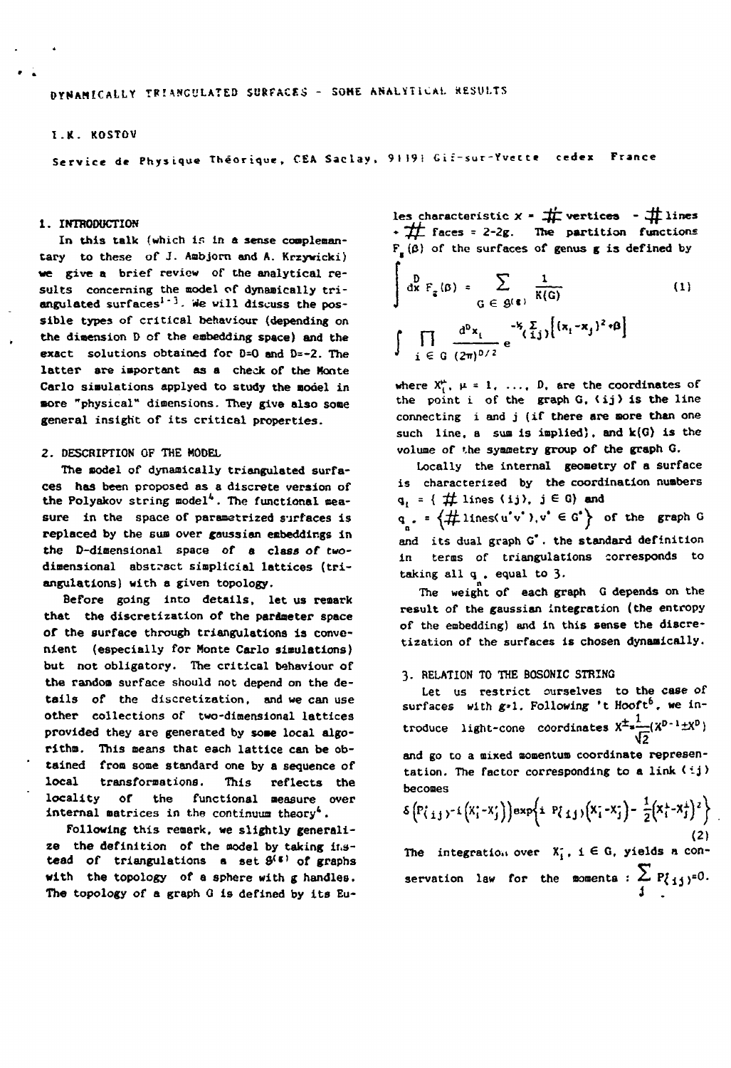# DYNAMICALLY TRIANGULATED SURFACES - SOME ANALYTICAL RESULTS

I.K. KOSTOV

Service de Physique Théorique, CEA Saclay, 91191 Gif-sur-Yvette cedex France

## 1. INTRODUCTION

In this talk (which is in a sense complementary to these of J. Ambjorn and A. Krzywicki) we give a brief review of the analytical results concerning the model of dynamically triangulated surfaces[1-3]. We will discuss the possible types of critical behaviour (depending on the dimension D of the embedding space) and the exact solutions obtained for D=0 and D=-2. The latter are important as a check of the Monte Carlo simulations applyed to study the model in more "physical" dimensions. They give also some general insight of its critical properties.

## 2. DESCRIPTION OF THE MODEL

The model of dynamically triangulated surfaces has been proposed as a discrete version of the Polyakov string model[4]. The functional measure in the space of parametrized surfaces is replaced by the sum over gaussian embeddings in the D-dimensional space of a class of two-dimensional abstract simplicial lattices (triangulations) with a given topology.

Before going into details, let us remark that the discretization of the parameter space of the surface through triangulations is convenient (especially for Monte Carlo simulations) but not obligatory. The critical behaviour of the random surface should not depend on the details of the discretization, and we can use other collections of two-dimensional lattices provided they are generated by some local algorithm. This means that each lattice can be obtained from some standard one by a sequence of local transformations. This reflects the locality of the functional measure over internal matrices in the continuum theory[4].

Following this remark, we slightly generalize the definition of the model by taking instead of triangulations a set $\mathcal{G}^{(g)}$ of graphs with the topology of a sphere with g handles. The topology of a graph G is defined by its Euler characteristic $\chi$ = # vertices - # lines + # faces = 2-2g. The partition functions $F_g(\beta)$ of the surfaces of genus g is defined by

$$\int d^D x \, F_g(\beta) = \sum_{G \in \mathcal{G}^{(g)}} \frac{1}{K(G)} \tag{1}$$

$$\int \prod_{i \in G} \frac{d^D x_i}{(2\pi)^{D/2}} e^{-\frac{1}{2}\sum_{\langle ij \rangle}\left[(x_i - x_j)^2 + \beta\right]}$$

where $X_i^\mu$, $\mu = 1, \ldots, D$, are the coordinates of the point i of the graph G, $\langle ij \rangle$ is the line connecting i and j (if there are more than one such line, a sum is implied), and $k(G)$ is the volume of the symmetry group of the graph G.

Locally the internal geometry of a surface is characterized by the coordination numbers $q_i$ = { # lines $\langle ij \rangle$, $j \in G$} and $q_{n^*}$ = $\left\{ \# \text{lines}\langle u^* v^* \rangle, v^* \in G^* \right\}$ of the graph G and its dual graph $G^*$. the standard definition in terms of triangulations corresponds to taking all $q_{n^*}$ equal to 3.

The weight of each graph G depends on the result of the gaussian integration (the entropy of the embedding) and in this sense the discretization of the surfaces is chosen dynamically.

## 3. RELATION TO THE BOSONIC STRING

Let us restrict ourselves to the case of surfaces with g=1. Following 't Hooft[5], we introduce light-cone coordinates $X^{\pm} = \frac{1}{\sqrt{2}}(X^{D-1} \pm X^D)$ and go to a mixed momentum coordinate representation. The factor corresponding to a link $\langle ij \rangle$ becomes

$$\delta\left(P_{\langle ij \rangle}^{-} - i\left(X_i^- - X_j^-\right)\right) \exp\left\{ i \, P_{\langle ij \rangle}\left(X_i^- - X_j^-\right) - \frac{1}{2}\left(X_i^\perp - X_j^\perp\right)^2 \right\} \tag{2}$$

The integration over $X_i^-$, $i \in G$, yields a conservation law for the momenta : $\sum_j P_{\langle ij \rangle} = 0$.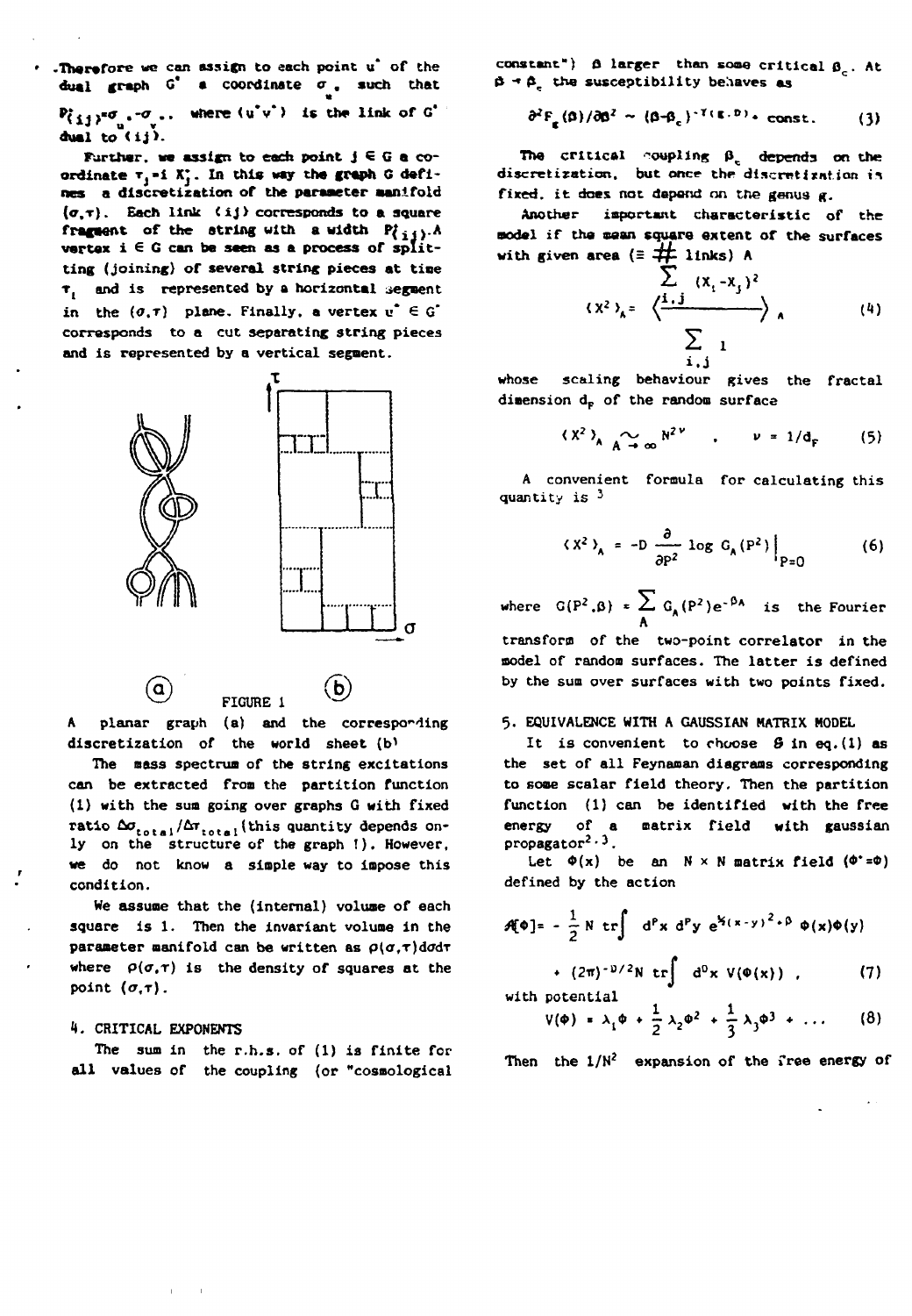. Therefore we can assign to each point $u^*$ of the dual graph $G^*$ a coordinate $\sigma_u$ such that $P^{\circ}_{\langle ij \rangle}=\sigma_u-\sigma_v$, where $(u^*v^*)$ is the link of $G^*$ dual to $\langle ij \rangle$.

Further, we assign to each point $j \in G$ a coordinate $\tau_j = i X^{\circ}_j$. In this way the graph G defines a discretization of the parameter manifold $(\sigma,\tau)$. Each link $\langle ij \rangle$ corresponds to a square fragment of the string with a width $P^{\circ}_{\langle ij \rangle}$. A vertex $i \in G$ can be seen as a process of splitting (joining) of several string pieces at time $\tau_i$ and is represented by a horizontal segment in the $(\sigma,\tau)$ plane. Finally, a vertex $u^* \in G^*$ corresponds to a cut separating string pieces and is represented by a vertical segment.

FIGURE 1

A planar graph (a) and the corresponding discretization of the world sheet (b)

The mass spectrum of the string excitations can be extracted from the partition function (1) with the sum going over graphs G with fixed ratio $\Delta\sigma_{total}/\Delta\tau_{total}$ (this quantity depends only on the structure of the graph !). However, we do not know a simple way to impose this condition.

We assume that the (internal) volume of each square is 1. Then the invariant volume in the parameter manifold can be written as $\rho(\sigma,\tau)d\sigma d\tau$ where $\rho(\sigma,\tau)$ is the density of squares at the point $(\sigma,\tau)$.

## 4. CRITICAL EXPONENTS

The sum in the r.h.s. of (1) is finite for all values of the coupling (or "cosmological constant") $\beta$ larger than some critical $\beta_c$. At $\beta \to \beta_c$ the susceptibility behaves as

$$\partial^2 F_g(\beta)/\partial\beta^2 \sim (\beta-\beta_c)^{-\gamma(g,D)} + \text{const.} \qquad (3)$$

The critical coupling $\beta_c$ depends on the discretization, but once the discretization is fixed, it does not depend on the genus $g$.

Another important characteristic of the model is the mean square extent of the surfaces with given area ($\equiv \#$ links) A

$$\langle X^2 \rangle_A = \left\langle \frac{\sum_{i,j} (X_i - X_j)^2}{\sum_{i,j} 1} \right\rangle_A \qquad (4)$$

whose scaling behaviour gives the fractal dimension $d_F$ of the random surface

$$\langle X^2 \rangle_A \underset{A \to \infty}{\sim} N^{2\nu} \quad , \quad \nu = 1/d_F \qquad (5)$$

A convenient formula for calculating this quantity is [3]

$$\langle X^2 \rangle_A = -D \frac{\partial}{\partial P^2} \log G_A(P^2) \Big|_{P=0} \qquad (6)$$

where $G(P^2,\beta) = \sum_A G_A(P^2) e^{-\beta A}$ is the Fourier transform of the two-point correlator in the model of random surfaces. The latter is defined by the sum over surfaces with two points fixed.

## 5. EQUIVALENCE WITH A GAUSSIAN MATRIX MODEL

It is convenient to choose $\mathcal{G}$ in eq.(1) as the set of all Feynaman diagrams corresponding to some scalar field theory. Then the partition function (1) can be identified with the free energy of a matrix field with gaussian propagator[2,3].

Let $\Phi(x)$ be an $N \times N$ matrix field ($\Phi^+=\Phi$) defined by the action

$$\mathcal{A}[\Phi] = -\frac{1}{2} N \,\mathrm{tr} \int d^D x\, d^D y\, e^{\frac{1}{4}(x-y)^2+\beta} \Phi(x)\Phi(y)$$

$$+ (2\pi)^{-D/2} N \,\mathrm{tr} \int d^D x\, V(\Phi(x)) \,, \qquad (7)$$

with potential

$$V(\Phi) = \lambda_1 \Phi + \frac{1}{2}\lambda_2 \Phi^2 + \frac{1}{3}\lambda_3 \Phi^3 + \ldots \qquad (8)$$

Then the $1/N^2$ expansion of the free energy of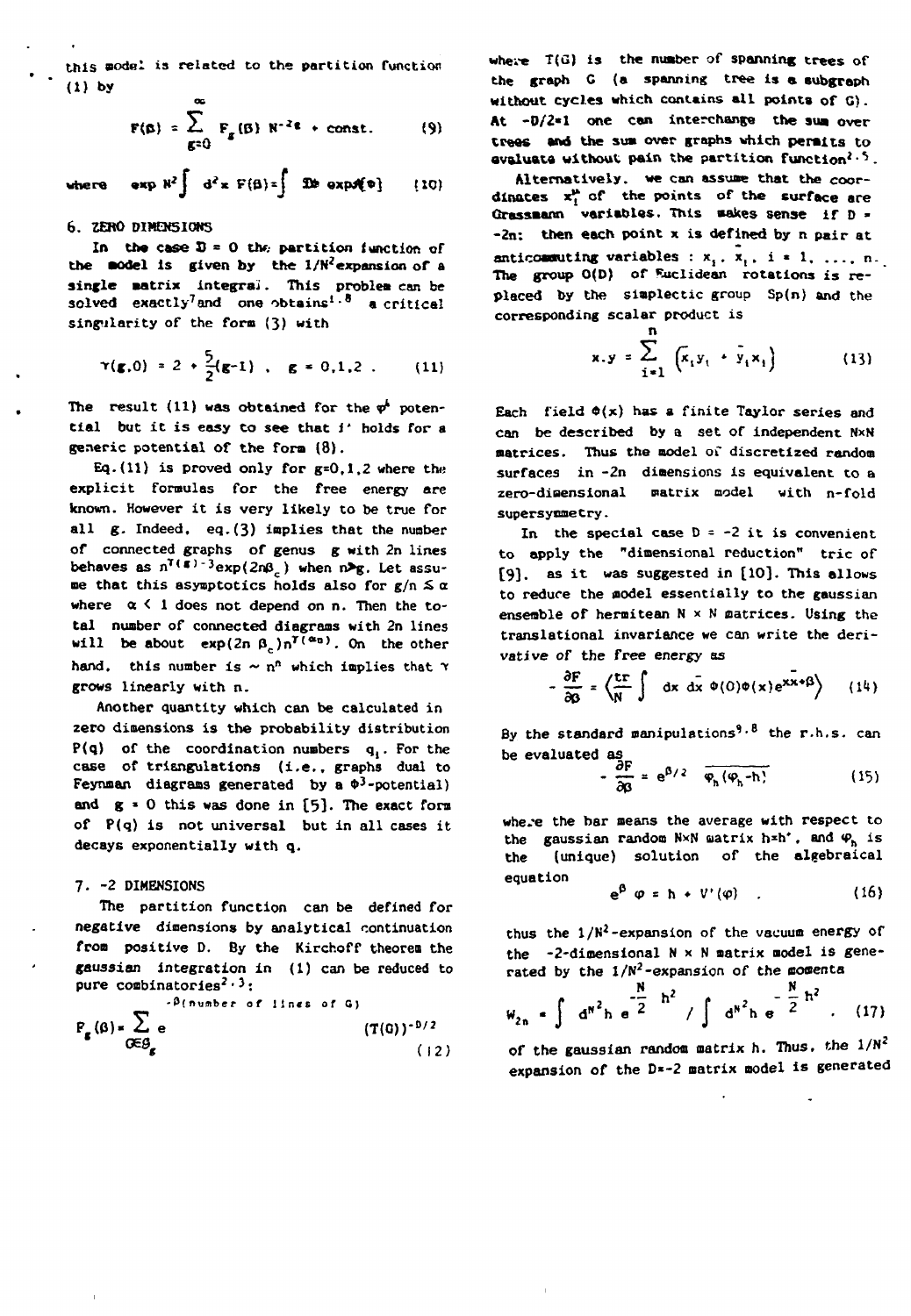this model is related to the partition function (1) by

$$F(\beta) = \sum_{g=0}^{\infty} F_g(\beta)\, N^{-2g} + \text{const.} \qquad (9)$$

where $\exp N^2 \int d^2x\, F(\beta) = \int \mathcal{D}\Phi \exp\mathcal{A}\{\Phi\}$ (10)

## 6. ZERO DIMENSIONS

In the case $D = 0$ the partition function of the model is given by the $1/N^2$ expansion of a single matrix integral. This problem can be solved exactly[7] and one obtains[1,8] a critical singularity of the form (3) with

$$\gamma(g,0) = 2 + \frac{5}{2}(g-1)\ , \quad g = 0,1,2\ . \qquad (11)$$

The result (11) was obtained for the $\varphi^4$ potential but it is easy to see that it holds for a generic potential of the form (8).

Eq.(11) is proved only for g=0,1,2 where the explicit formulas for the free energy are known. However it is very likely to be true for all g. Indeed, eq.(3) implies that the number of connected graphs of genus g with 2n lines behaves as $n^{\gamma(g)-3}\exp(2n\beta_c)$ when $n \gg g$. Let assume that this asymptotics holds also for $g/n \lesssim \alpha$ where $\alpha < 1$ does not depend on n. Then the total number of connected diagrams with 2n lines will be about $\exp(2n\,\beta_c)n^{\gamma(\alpha n)}$. On the other hand, this number is $\sim n^n$ which implies that $\gamma$ grows linearly with n.

Another quantity which can be calculated in zero dimensions is the probability distribution $P(q)$ of the coordination numbers $q_i$. For the case of triangulations (i.e., graphs dual to Feynman diagrams generated by a $\Phi^3$-potential) and $g = 0$ this was done in [5]. The exact form of $P(q)$ is not universal but in all cases it decays exponentially with q.

## 7. -2 DIMENSIONS

The partition function can be defined for negative dimensions by analytical continuation from positive D. By the Kirchoff theorem the gaussian integration in (1) can be reduced to pure combinatories[2,3]:

$$F_g(\beta) = \sum_{G\in\mathcal{G}_g} e^{-\beta(\text{number of lines of } G)}\, (T(G))^{-D/2} \qquad (12)$$

where $T(G)$ is the number of spanning trees of the graph G (a spanning tree is a subgraph without cycles which contains all points of G). At $-D/2=1$ one can interchange the sum over trees and the sum over graphs which permits to evaluate without pain the partition function[2,5].

Alternatively, we can assume that the coordinates $x_i^\mu$ of the points of the surface are Grassmann variables. This makes sense if $D = -2n$: then each point x is defined by n pair at anticommuting variables : $x_i,\ \bar{x}_i,\ i = 1, \ldots, n$. The group O(D) of Euclidean rotations is replaced by the simplectic group Sp(n) and the corresponding scalar product is

$$x.y = \sum_{i=1}^{n} \left(\bar{x}_i y_i + \bar{y}_i x_i\right) \qquad (13)$$

Each field $\Phi(x)$ has a finite Taylor series and can be described by a set of independent N×N matrices. Thus the model of discretized random surfaces in -2n dimensions is equivalent to a zero-dimensional matrix model with n-fold supersymmetry.

In the special case $D = -2$ it is convenient to apply the "dimensional reduction" tric of [9]. as it was suggested in [10]. This allows to reduce the model essentially to the gaussian ensemble of hermitean $N \times N$ matrices. Using the translational invariance we can write the derivative of the free energy as

$$-\frac{\partial F}{\partial\beta} = \left\langle \frac{\text{tr}}{N} \int dx\, d\bar{x}\ \Phi(0)\Phi(x)e^{x\bar{x}+\beta} \right\rangle \qquad (14)$$

By the standard manipulations[9,8] the r.h.s. can be evaluated as

$$-\frac{\partial F}{\partial\beta} = e^{\beta/2}\ \overline{\varphi_h(\varphi_h - h)} \qquad (15)$$

where the bar means the average with respect to the gaussian random N×N matrix $h=h^*$, and $\varphi_h$ is the (unique) solution of the algebraical equation

$$e^{\beta}\,\varphi = h + V'(\varphi)\ . \qquad (16)$$

thus the $1/N^2$-expansion of the vacuum energy of the -2-dimensional N × N matrix model is generated by the $1/N^2$-expansion of the momenta

$$W_{2n} = \int d^{N^2}h\, e^{-\frac{N}{2}h^2}\, h^2 \Big/ \int d^{N^2}h\, e^{-\frac{N}{2}h^2}\ . \qquad (17)$$

of the gaussian random matrix h. Thus, the $1/N^2$ expansion of the D=-2 matrix model is generated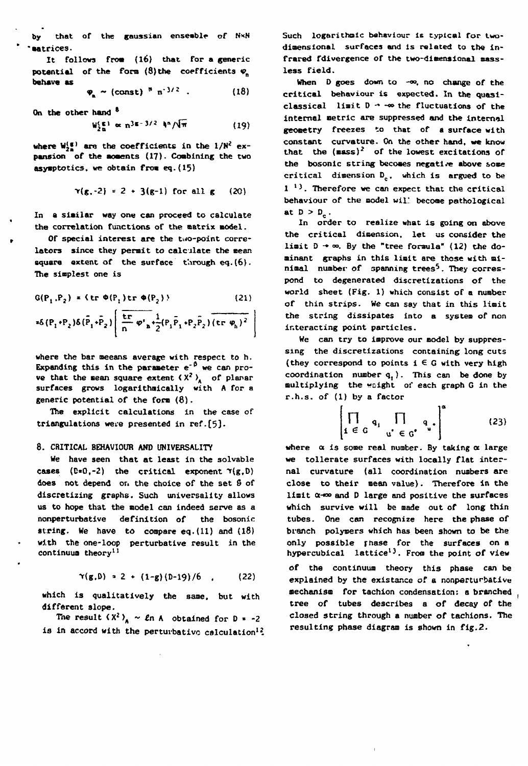by that of the gaussian ensemble of N×N matrices.

It follows from (16) that for a generic potential of the form (8) the coefficients $\varphi_n$ behave as

$$\varphi_n \sim (\text{const})^{n}\, n^{-3/2} \ . \qquad (18)$$

On the other hand [8]

$$W_{2n}^{(g)} \propto n^{3g-3/2}\, 4^n/\sqrt{\pi} \qquad (19)$$

where $W_{2n}^{(g)}$ are the coefficients in the $1/N^2$ expansion of the moments (17). Combining the two asymptotics, we obtain from eq.(15)

$$\gamma(g,-2) = 2 + 3(g-1) \text{ for all } g \qquad (20)$$

In a similar way one can proceed to calculate the correlation functions of the matrix model.

Of special interest are the two-point correlators since they permit to calculate the mean square extent of the surface through eq.(6). The simplest one is

$$G(P_1,P_2) = \langle \operatorname{tr}\Phi(P_1)\operatorname{tr}\Phi(P_2)\rangle \qquad (21)$$

$$=\delta(P_1+P_2)\delta(\bar{P}_1+\bar{P}_2)\left[\overline{\frac{\operatorname{tr}}{n}\varphi'_h}+\frac{1}{2}(P_1\bar{P}_1+P_2\bar{P}_2)\overline{(\operatorname{tr}\varphi_h)^2}\right]$$

where the bar meeans average with respect to h. Expanding this in the parameter $e^{-\beta}$ we can prove that the mean square extent $\langle X^2\rangle_A$ of planar surfaces grows logarithmically with A for a generic potential of the form (8).

The explicit calculations in the case of triangulations were presented in ref.[5].

## 8. CRITICAL BEHAVIOUR AND UNIVERSALITY

We have seen that at least in the solvable cases (D=0,-2) the critical exponent $\gamma(g,D)$ does not depend on the choice of the set $\mathcal{G}$ of discretizing graphs. Such universality allows us to hope that the model can indeed serve as a nonperturbative definition of the bosonic string. We have to compare eq.(11) and (18) with the one-loop perturbative result in the continuum theory[11]

$$\gamma(g,D) = 2 + (1-g)(D-19)/6 \ , \qquad (22)$$

which is qualitatively the same, but with different slope.

The result $\langle X^2\rangle_A \sim \ell n\, A$ obtained for D = -2 is in accord with the perturbative calculation[12]. Such logarithmic behaviour is typical for two-dimensional surfaces and is related to the infrared fdivergence of the two-dimensional massless field.

When D goes down to $-\infty$, no change of the critical behaviour is expected. In the quasiclassical limit $D \to -\infty$ the fluctuations of the internal metric are suppressed and the internal geometry freezes to that of a surface with constant curvature. On the other hand, we know that the $(\text{mass})^2$ of the lowest excitations of the bosonic string becomes negative above some critical dimension $D_c$, which is argued to be 1 [13]. Therefore we can expect that the critical behaviour of the model will become pathological at $D > D_c$.

In order to realize what is going on above the critical dimension, let us consider the limit $D \to \infty$. By the "tree formula" (12) the dominant graphs in this limit are those with minimal number of spanning trees[5]. They correspond to degenerated discretizations of the world sheet (Fig. 1) which consist of a number of thin strips. We can say that in this limit the string dissipates into a system of non interacting point particles.

We can try to improve our model by suppressing the discretizations containing long cuts (they correspond to points $i \in G$ with very high coordination number $q_i$). This can be done by multiplying the weight of each graph G in the r.h.s. of (1) by a factor

$$\left[\prod_{i\in G} q_i \prod_{u^*\in G^*} q_{u^*}\right]^{\alpha} \qquad (23)$$

where $\alpha$ is some real number. By taking $\alpha$ large we tollerate surfaces with locally flat internal curvature (all coordination numbers are close to their mean value). Therefore in the limit $\alpha\to\infty$ and D large and positive the surfaces which survive will be made out of long thin tubes. One can recognize here the phase of branch polymers which has been shown to be the only possible phase for the surfaces on a hypercubical lattice[13]. From the point of view of the continuum theory this phase can be explained by the existance of a nonperturbative mechanism for tachion condensation: a branched tree of tubes describes a of decay of the closed string through a number of tachions. The resulting phase diagram is shown in fig.2.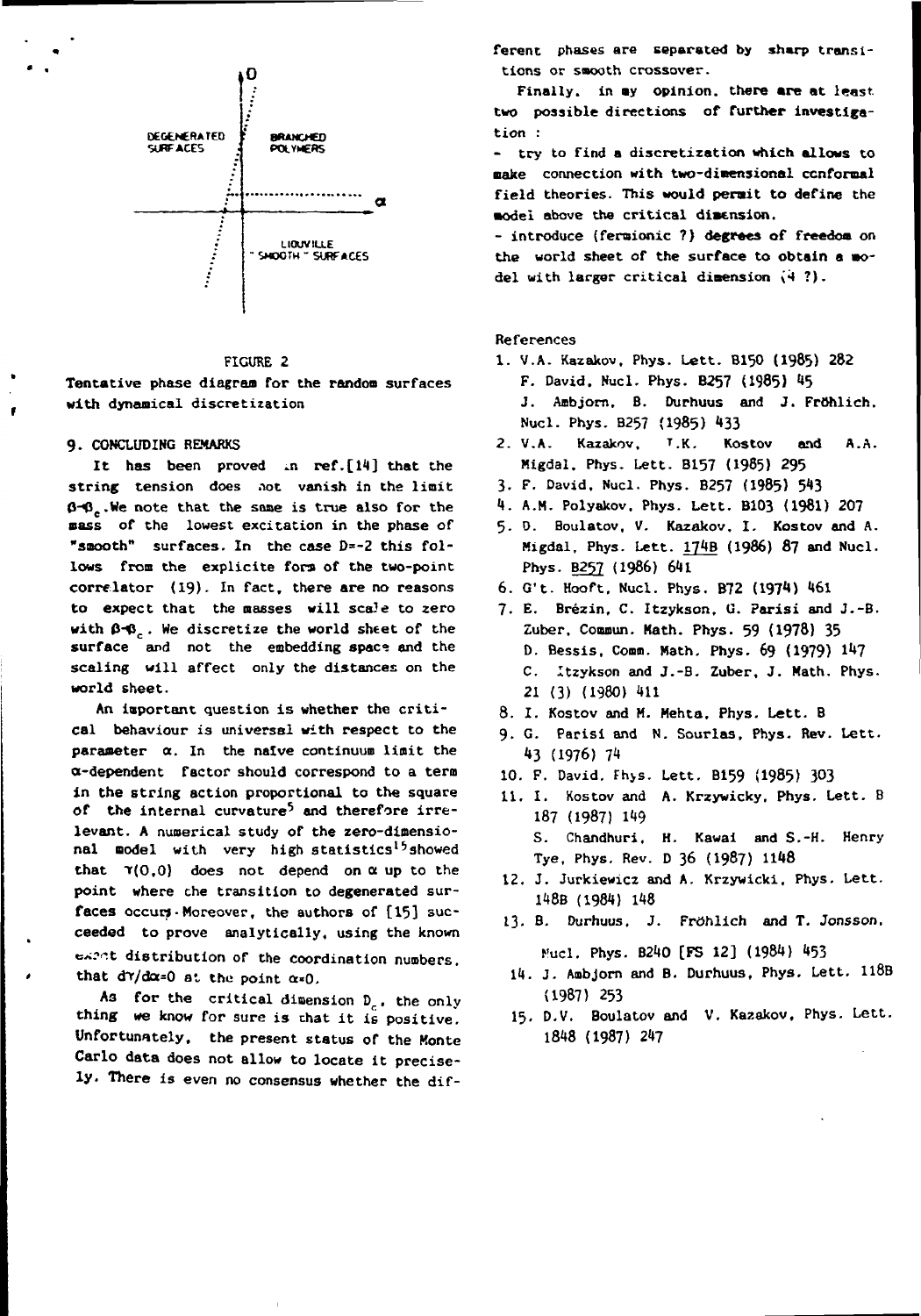O

DEGENERATED SURFACES

BRANCHED POLYMERS

α

LIOUVILLE "SMOOTH" SURFACES

FIGURE 2

Tentative phase diagram for the random surfaces with dynamical discretization

## 9. CONCLUDING REMARKS

It has been proved in ref.[14] that the string tension does not vanish in the limit $\beta \to \beta_c$. We note that the same is true also for the mass of the lowest excitation in the phase of "smooth" surfaces. In the case D=-2 this follows from the explicite form of the two-point correlator (19). In fact, there are no reasons to expect that the masses will scale to zero with $\beta \to \beta_c$. We discretize the world sheet of the surface and not the embedding space and the scaling will affect only the distances on the world sheet.

An important question is whether the critical behaviour is universal with respect to the parameter $\alpha$. In the naïve continuum limit the $\alpha$-dependent factor should correspond to a term in the string action proportional to the square of the internal curvature[5] and therefore irrelevant. A numerical study of the zero-dimensional model with very high statistics[15] showed that $\gamma(0,0)$ does not depend on $\alpha$ up to the point where the transition to degenerated surfaces occurs. Moreover, the authors of [15] succeeded to prove analytically, using the known exact distribution of the coordination numbers, that $d\gamma/d\alpha = 0$ at the point $\alpha = 0$.

As for the critical dimension $D_c$, the only thing we know for sure is that it is positive. Unfortunately, the present status of the Monte Carlo data does not allow to locate it precisely. There is even no consensus whether the different phases are separated by sharp transitions or smooth crossover.

Finally, in my opinion, there are at least two possible directions of further investigation :

- try to find a discretization which allows to make connection with two-dimensional conformal field theories. This would permit to define the model above the critical dimension.
- introduce (fermionic ?) degrees of freedom on the world sheet of the surface to obtain a model with larger critical dimension (4 ?).

## References

1. V.A. Kazakov, Phys. Lett. B150 (1985) 282
   F. David, Nucl. Phys. B257 (1985) 45
   J. Ambjorn, B. Durhuus and J. Fröhlich, Nucl. Phys. B257 (1985) 433
2. V.A. Kazakov, I.K. Kostov and A.A. Migdal, Phys. Lett. B157 (1985) 295
3. F. David, Nucl. Phys. B257 (1985) 543
4. A.M. Polyakov, Phys. Lett. B103 (1981) 207
5. D. Boulatov, V. Kazakov, I. Kostov and A. Migdal, Phys. Lett. 174B (1986) 87 and Nucl. Phys. B257 (1986) 641
6. G't. Hooft, Nucl. Phys. B72 (1974) 461
7. E. Brézin, C. Itzykson, G. Parisi and J.-B. Zuber, Commun. Math. Phys. 59 (1978) 35
   D. Bessis, Comm. Math. Phys. 69 (1979) 147
   C. Itzykson and J.-B. Zuber, J. Math. Phys. 21 (3) (1980) 411
8. I. Kostov and M. Mehta, Phys. Lett. B
9. G. Parisi and N. Sourlas, Phys. Rev. Lett. 43 (1976) 74
10. F. David, Phys. Lett. B159 (1985) 303
11. I. Kostov and A. Krzywicky, Phys. Lett. B 187 (1987) 149
    S. Chandhuri, H. Kawai and S.-H. Henry Tye, Phys. Rev. D 36 (1987) 1148
12. J. Jurkiewicz and A. Krzywicki, Phys. Lett. 148B (1984) 148
13. B. Durhuus, J. Fröhlich and T. Jonsson, Nucl. Phys. B240 [FS 12] (1984) 453
14. J. Ambjorn and B. Durhuus, Phys. Lett. 118B (1987) 253
15. D.V. Boulatov and V. Kazakov, Phys. Lett. 184B (1987) 247